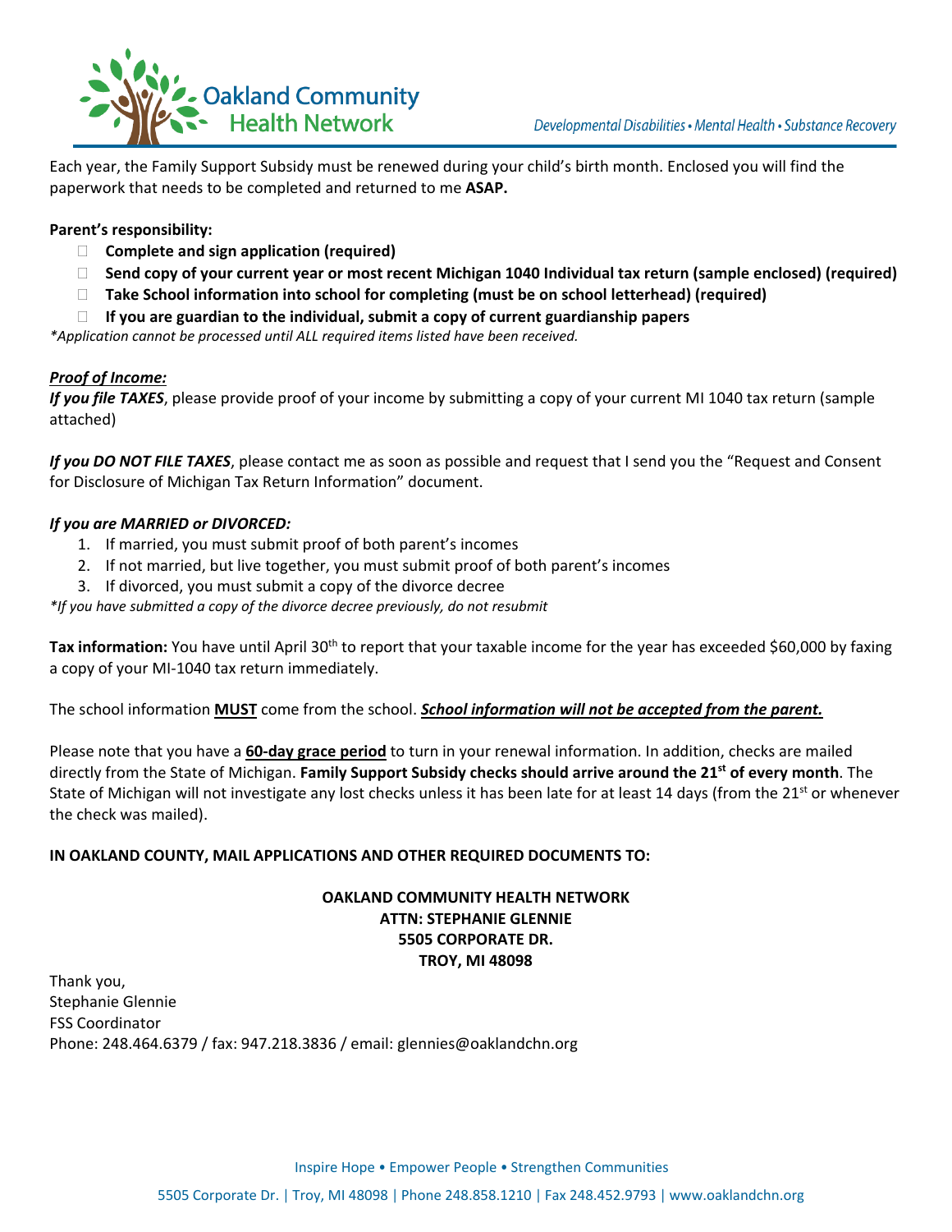# Oakland Community Health Network

Developmental Disabilities • Mental Health • Substance Recovery

Each year, the Family Support Subsidy must be renewed during your child's birth month. Enclosed you will find the paperwork that needs to be completed and returned to me **ASAP.**

**Parent's responsibility:**

- ☐ **Complete and sign application (required)**
- ☐ **Send copy of your current year or most recent Michigan 1040 Individual tax return (sample enclosed) (required)**
- ☐ **Take School information into school for completing (must be on school letterhead) (required)**
- ☐ **If you are guardian to the individual, submit a copy of current guardianship papers**

*\*Application cannot be processed until ALL required items listed have been received.*

***Proof of Income:***

***If you file TAXES***, please provide proof of your income by submitting a copy of your current MI 1040 tax return (sample attached)

***If you DO NOT FILE TAXES***, please contact me as soon as possible and request that I send you the "Request and Consent for Disclosure of Michigan Tax Return Information" document.

***If you are MARRIED or DIVORCED:***

1. If married, you must submit proof of both parent's incomes
2. If not married, but live together, you must submit proof of both parent's incomes
3. If divorced, you must submit a copy of the divorce decree

*\*If you have submitted a copy of the divorce decree previously, do not resubmit*

**Tax information:** You have until April 30th to report that your taxable income for the year has exceeded $60,000 by faxing a copy of your MI-1040 tax return immediately.

The school information **MUST** come from the school. ***School information will not be accepted from the parent.***

Please note that you have a **60-day grace period** to turn in your renewal information. In addition, checks are mailed directly from the State of Michigan. **Family Support Subsidy checks should arrive around the 21st of every month**. The State of Michigan will not investigate any lost checks unless it has been late for at least 14 days (from the 21st or whenever the check was mailed).

**IN OAKLAND COUNTY, MAIL APPLICATIONS AND OTHER REQUIRED DOCUMENTS TO:**

**OAKLAND COMMUNITY HEALTH NETWORK**
**ATTN: STEPHANIE GLENNIE**
**5505 CORPORATE DR.**
**TROY, MI 48098**

Thank you,
Stephanie Glennie
FSS Coordinator
Phone: 248.464.6379 / fax: 947.218.3836 / email: glennies@oaklandchn.org

Inspire Hope • Empower People • Strengthen Communities

5505 Corporate Dr. | Troy, MI 48098 | Phone 248.858.1210 | Fax 248.452.9793 | www.oaklandchn.org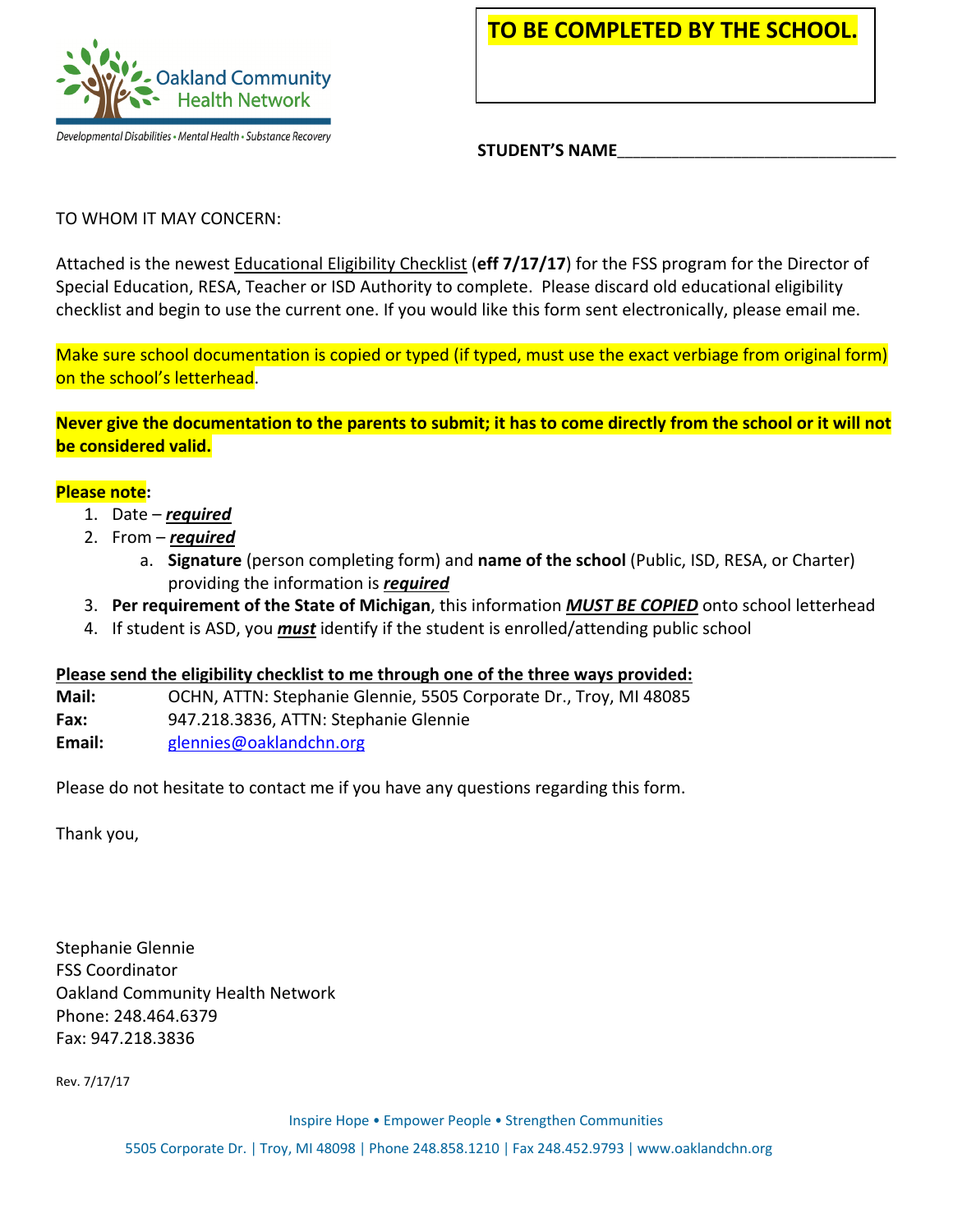Oakland Community Health Network

Developmental Disabilities • Mental Health • Substance Recovery

**TO BE COMPLETED BY THE SCHOOL.**

**STUDENT'S NAME**_______________________________

TO WHOM IT MAY CONCERN:

Attached is the newest Educational Eligibility Checklist (**eff 7/17/17**) for the FSS program for the Director of Special Education, RESA, Teacher or ISD Authority to complete. Please discard old educational eligibility checklist and begin to use the current one. If you would like this form sent electronically, please email me.

Make sure school documentation is copied or typed (if typed, must use the exact verbiage from original form) on the school's letterhead.

**Never give the documentation to the parents to submit; it has to come directly from the school or it will not be considered valid.**

**Please note:**

1. Date – ***required***
2. From – ***required***
   a. **Signature** (person completing form) and **name of the school** (Public, ISD, RESA, or Charter) providing the information is ***required***
3. **Per requirement of the State of Michigan**, this information ***MUST BE COPIED*** onto school letterhead
4. If student is ASD, you ***must*** identify if the student is enrolled/attending public school

**Please send the eligibility checklist to me through one of the three ways provided:**

**Mail:** OCHN, ATTN: Stephanie Glennie, 5505 Corporate Dr., Troy, MI 48085
**Fax:** 947.218.3836, ATTN: Stephanie Glennie
**Email:** glennies@oaklandchn.org

Please do not hesitate to contact me if you have any questions regarding this form.

Thank you,

Stephanie Glennie
FSS Coordinator
Oakland Community Health Network
Phone: 248.464.6379
Fax: 947.218.3836

Rev. 7/17/17

Inspire Hope • Empower People • Strengthen Communities

5505 Corporate Dr. | Troy, MI 48098 | Phone 248.858.1210 | Fax 248.452.9793 | www.oaklandchn.org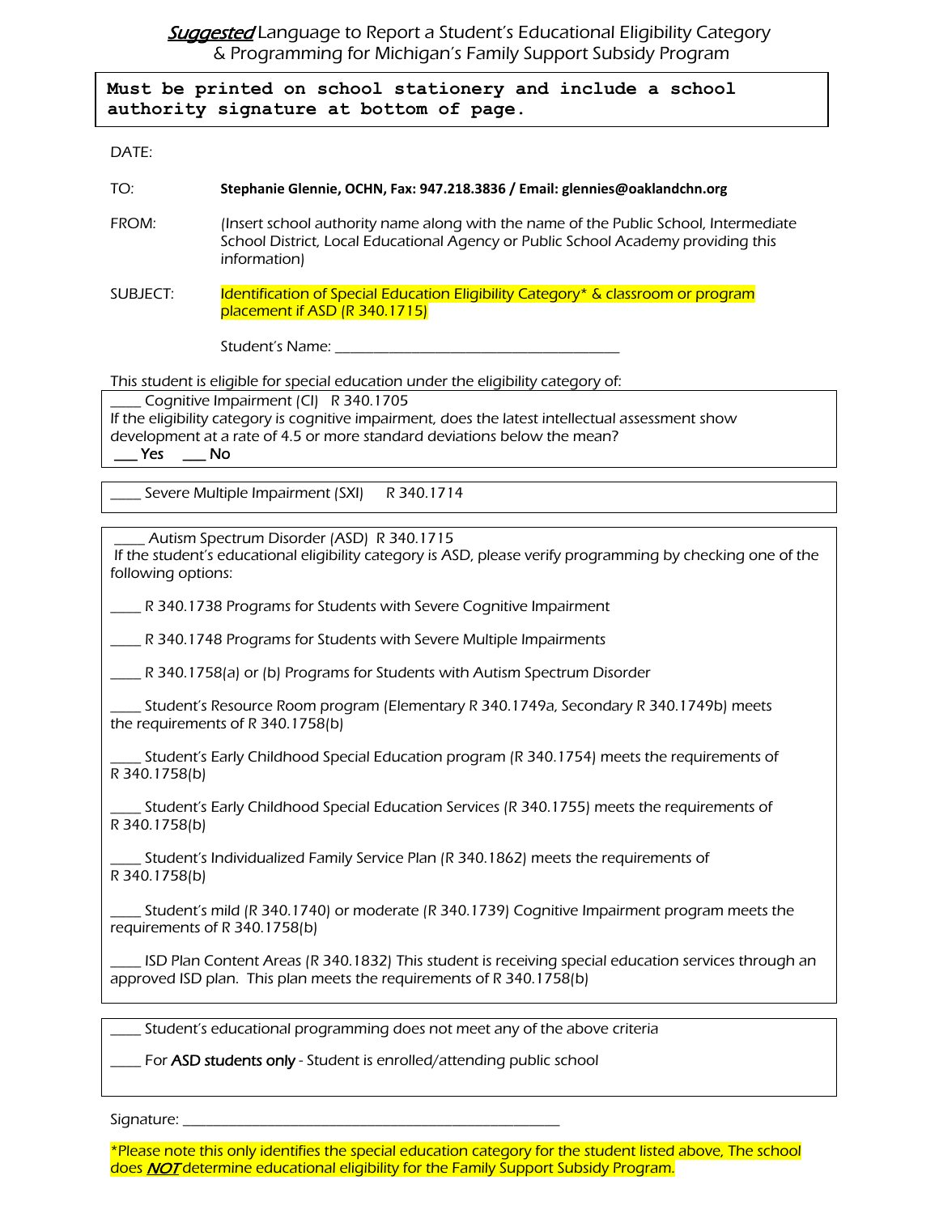# *Suggested* Language to Report a Student's Educational Eligibility Category & Programming for Michigan's Family Support Subsidy Program

**Must be printed on school stationery and include a school authority signature at bottom of page.**

DATE:

TO: **Stephanie Glennie, OCHN, Fax: 947.218.3836 / Email: glennies@oaklandchn.org**

FROM: (Insert school authority name along with the name of the Public School, Intermediate School District, Local Educational Agency or Public School Academy providing this information)

SUBJECT: Identification of Special Education Eligibility Category* & classroom or program placement if ASD (R 340.1715)

Student's Name: ________________________________________

This student is eligible for special education under the eligibility category of:

____ Cognitive Impairment (CI) R 340.1705
If the eligibility category is cognitive impairment, does the latest intellectual assessment show development at a rate of 4.5 or more standard deviations below the mean?
___ Yes ___ No

____ Severe Multiple Impairment (SXI) R 340.1714

____ Autism Spectrum Disorder (ASD) R 340.1715
If the student's educational eligibility category is ASD, please verify programming by checking one of the following options:

____ R 340.1738 Programs for Students with Severe Cognitive Impairment

____ R 340.1748 Programs for Students with Severe Multiple Impairments

____ R 340.1758(a) or (b) Programs for Students with Autism Spectrum Disorder

____ Student's Resource Room program (Elementary R 340.1749a, Secondary R 340.1749b) meets the requirements of R 340.1758(b)

____ Student's Early Childhood Special Education program (R 340.1754) meets the requirements of R 340.1758(b)

____ Student's Early Childhood Special Education Services (R 340.1755) meets the requirements of R 340.1758(b)

____ Student's Individualized Family Service Plan (R 340.1862) meets the requirements of R 340.1758(b)

____ Student's mild (R 340.1740) or moderate (R 340.1739) Cognitive Impairment program meets the requirements of R 340.1758(b)

____ ISD Plan Content Areas (R 340.1832) This student is receiving special education services through an approved ISD plan. This plan meets the requirements of R 340.1758(b)

____ Student's educational programming does not meet any of the above criteria

____ For **ASD students only** - Student is enrolled/attending public school

Signature: ______________________________________________________

*Please note this only identifies the special education category for the student listed above, The school does ***NOT*** determine educational eligibility for the Family Support Subsidy Program.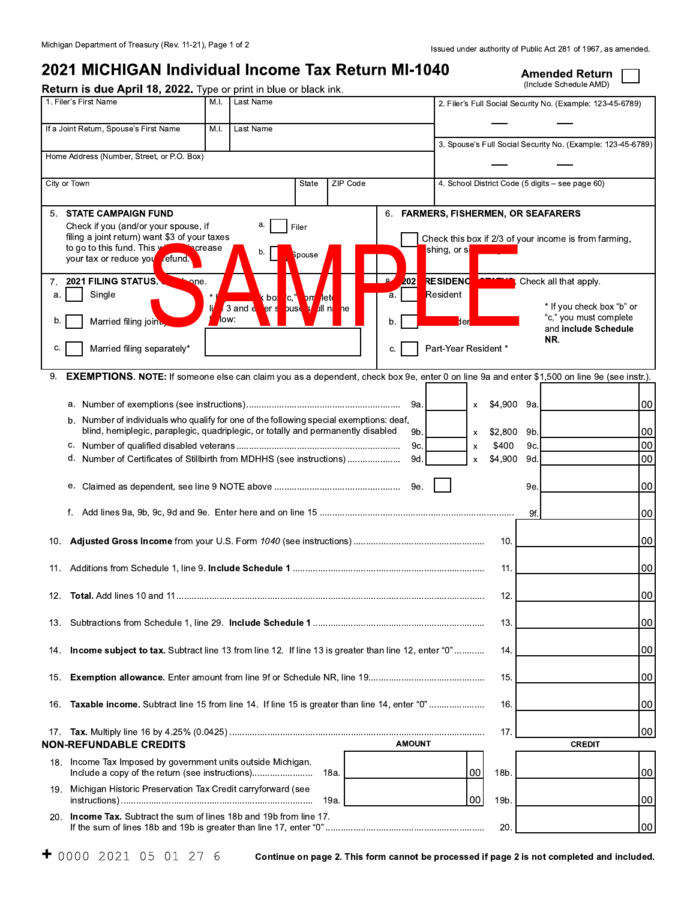Michigan Department of Treasury (Rev. 11-21), Page 1 of 2

Issued under authority of Public Act 281 of 1967, as amended.

# 2021 MICHIGAN Individual Income Tax Return MI-1040

**Amended Return** ☐
(Include Schedule AMD)

**Return is due April 18, 2022.** Type or print in blue or black ink.

| 1. Filer's First Name | M.I. | Last Name | 2. Filer's Full Social Security No. (Example: 123-45-6789) |
|---|---|---|---|
| If a Joint Return, Spouse's First Name | M.I. | Last Name | 3. Spouse's Full Social Security No. (Example: 123-45-6789) |
| Home Address (Number, Street, or P.O. Box) | | | |
| City or Town | State | ZIP Code | 4. School District Code (5 digits – see page 60) |

5. **STATE CAMPAIGN FUND**
Check if you (and/or your spouse, if filing a joint return) want $3 of your taxes to go to this fund. This will not increase your tax or reduce your refund.
a. ☐ Filer
b. ☐ Spouse

6. **FARMERS, FISHERMEN, OR SEAFARERS**
☐ Check this box if 2/3 of your income is from farming, fishing, or seafaring.

7. **2021 FILING STATUS.** Check one.
a. ☐ Single
b. ☐ Married filing jointly
c. ☐ Married filing separately*

\* If you check box "c," complete line 3 and enter spouse's full name below:

8. **2021 RESIDENCY STATUS.** Check all that apply.
a. ☐ Resident
b. ☐ Nonresident *
c. ☐ Part-Year Resident *

\* If you check box "b" or "c," you must complete and **include Schedule NR**.

9. **EXEMPTIONS. NOTE:** If someone else can claim you as a dependent, check box 9e, enter 0 on line 9a and enter $1,500 on line 9e (see instr.).

| | | | | | | |
|---|---|---|---|---|---|---|
| a. Number of exemptions (see instructions) | 9a. | | x | $4,900 | 9a. | 00 |
| b. Number of individuals who qualify for one of the following special exemptions: deaf, blind, hemiplegic, paraplegic, quadriplegic, or totally and permanently disabled | 9b. | | x | $2,800 | 9b. | 00 |
| c. Number of qualified disabled veterans | 9c. | | x | $400 | 9c. | 00 |
| d. Number of Certificates of Stillbirth from MDHHS (see instructions) | 9d. | | x | $4,900 | 9d. | 00 |
| e. Claimed as dependent, see line 9 NOTE above | 9e. | ☐ | | | 9e. | 00 |
| f. Add lines 9a, 9b, 9c, 9d and 9e. Enter here and on line 15 | | | | | 9f. | 00 |

| | | |
|---|---|---|
| 10. **Adjusted Gross Income** from your U.S. Form *1040* (see instructions) | 10. | 00 |
| 11. Additions from Schedule 1, line 9. **Include Schedule 1** | 11. | 00 |
| 12. **Total.** Add lines 10 and 11 | 12. | 00 |
| 13. Subtractions from Schedule 1, line 29. **Include Schedule 1** | 13. | 00 |
| 14. **Income subject to tax.** Subtract line 13 from line 12. If line 13 is greater than line 12, enter "0" | 14. | 00 |
| 15. **Exemption allowance.** Enter amount from line 9f or Schedule NR, line 19 | 15. | 00 |
| 16. **Taxable income.** Subtract line 15 from line 14. If line 15 is greater than line 14, enter "0" | 16. | 00 |
| 17. **Tax.** Multiply line 16 by 4.25% (0.0425) | 17. | 00 |

**NON-REFUNDABLE CREDITS**

| | | AMOUNT | | CREDIT |
|---|---|---|---|---|
| 18. Income Tax Imposed by government units outside Michigan. Include a copy of the return (see instructions) | 18a. | 00 | 18b. | 00 |
| 19. Michigan Historic Preservation Tax Credit carryforward (see instructions) | 19a. | 00 | 19b. | 00 |
| 20. **Income Tax.** Subtract the sum of lines 18b and 19b from line 17. If the sum of lines 18b and 19b is greater than line 17, enter "0" | | | 20. | 00 |

\+ 0000 2021 05 01 27 6

**Continue on page 2. This form cannot be processed if page 2 is not completed and included.**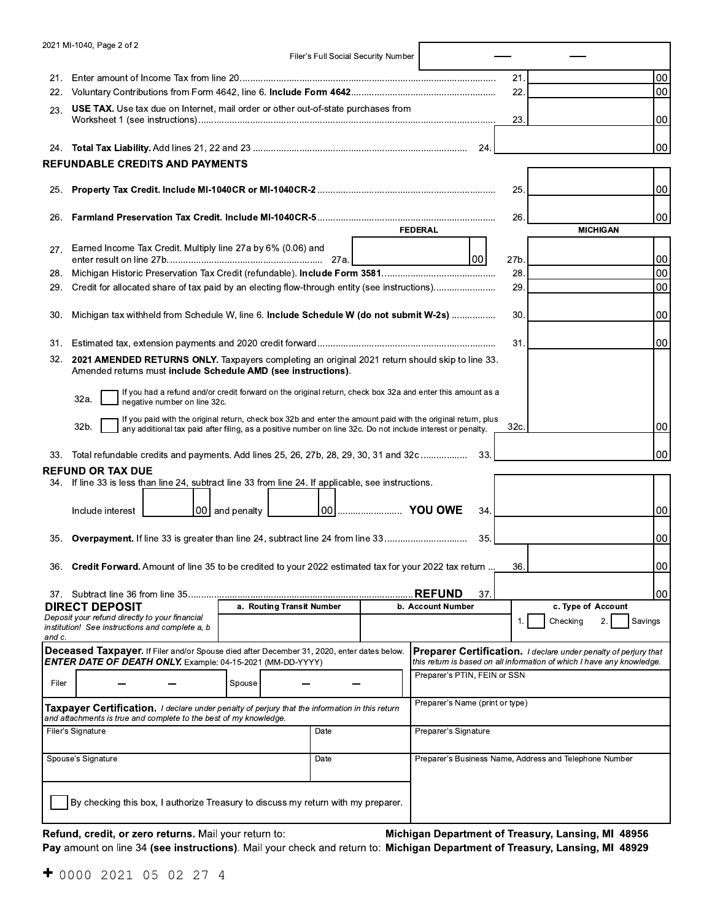2021 MI-1040, Page 2 of 2

Filer's Full Social Security Number

| | | | |
|---|---|---|---|
| 21. | Enter amount of Income Tax from line 20 | 21. | 00 |
| 22. | Voluntary Contributions from Form 4642, line 6. **Include Form 4642** | 22. | 00 |
| 23. | **USE TAX.** Use tax due on Internet, mail order or other out-of-state purchases from Worksheet 1 (see instructions) | 23. | 00 |
| 24. | **Total Tax Liability.** Add lines 21, 22 and 23 | 24. | 00 |

## REFUNDABLE CREDITS AND PAYMENTS

| | | FEDERAL | | MICHIGAN |
|---|---|---|---|---|
| 25. | **Property Tax Credit. Include MI-1040CR or MI-1040CR-2** | | 25. | 00 |
| 26. | **Farmland Preservation Tax Credit. Include MI-1040CR-5** | | 26. | 00 |
| 27. | Earned Income Tax Credit. Multiply line 27a by 6% (0.06) and enter result on line 27b. 27a. | 00 | 27b. | 00 |
| 28. | Michigan Historic Preservation Tax Credit (refundable). **Include Form 3581** | | 28. | 00 |
| 29. | Credit for allocated share of tax paid by an electing flow-through entity (see instructions) | | 29. | 00 |
| 30. | Michigan tax withheld from Schedule W, line 6. **Include Schedule W (do not submit W-2s)** | | 30. | 00 |
| 31. | Estimated tax, extension payments and 2020 credit forward | | 31. | 00 |

32. **2021 AMENDED RETURNS ONLY.** Taxpayers completing an original 2021 return should skip to line 33. Amended returns must **include Schedule AMD (see instructions)**.

32a. ☐ If you had a refund and/or credit forward on the original return, check box 32a and enter this amount as a negative number on line 32c.

32b. ☐ If you paid with the original return, check box 32b and enter the amount paid with the original return, plus any additional tax paid after filing, as a positive number on line 32c. Do not include interest or penalty. 32c. ______ 00

33. Total refundable credits and payments. Add lines 25, 26, 27b, 28, 29, 30, 31 and 32c ...... 33. ______ 00

## REFUND OR TAX DUE

34. If line 33 is less than line 24, subtract line 33 from line 24. If applicable, see instructions.

Include interest ______ 00 and penalty ______ 00 ...... **YOU OWE** 34. ______ 00

35. **Overpayment.** If line 33 is greater than line 24, subtract line 24 from line 33 ...... 35. ______ 00

36. **Credit Forward.** Amount of line 35 to be credited to your 2022 estimated tax for your 2022 tax return ... 36. ______ 00

37. Subtract line 36 from line 35 ...... **REFUND** 37. ______ 00

| **DIRECT DEPOSIT** *Deposit your refund directly to your financial institution! See instructions and complete a, b and c.* | a. Routing Transit Number | b. Account Number | c. Type of Account |
|---|---|---|---|
| | | | 1. ☐ Checking 2. ☐ Savings |

**Deceased Taxpayer.** If Filer and/or Spouse died after December 31, 2020, enter dates below. ***ENTER DATE OF DEATH ONLY.*** Example: 04-15-2021 (MM-DD-YYYY)

Filer ___ — ___ — ___ Spouse ___ — ___ — ___

**Taxpayer Certification.** *I declare under penalty of perjury that the information in this return and attachments is true and complete to the best of my knowledge.*

| Filer's Signature | Date |
|---|---|
| Spouse's Signature | Date |

☐ By checking this box, I authorize Treasury to discuss my return with my preparer.

**Preparer Certification.** *I declare under penalty of perjury that this return is based on all information of which I have any knowledge.*

Preparer's PTIN, FEIN or SSN

Preparer's Name (print or type)

Preparer's Signature

Preparer's Business Name, Address and Telephone Number

**Refund, credit, or zero returns.** Mail your return to: **Michigan Department of Treasury, Lansing, MI 48956**

**Pay** amount on line 34 **(see instructions)**. Mail your check and return to: **Michigan Department of Treasury, Lansing, MI 48929**

+ 0000 2021 05 02 27 4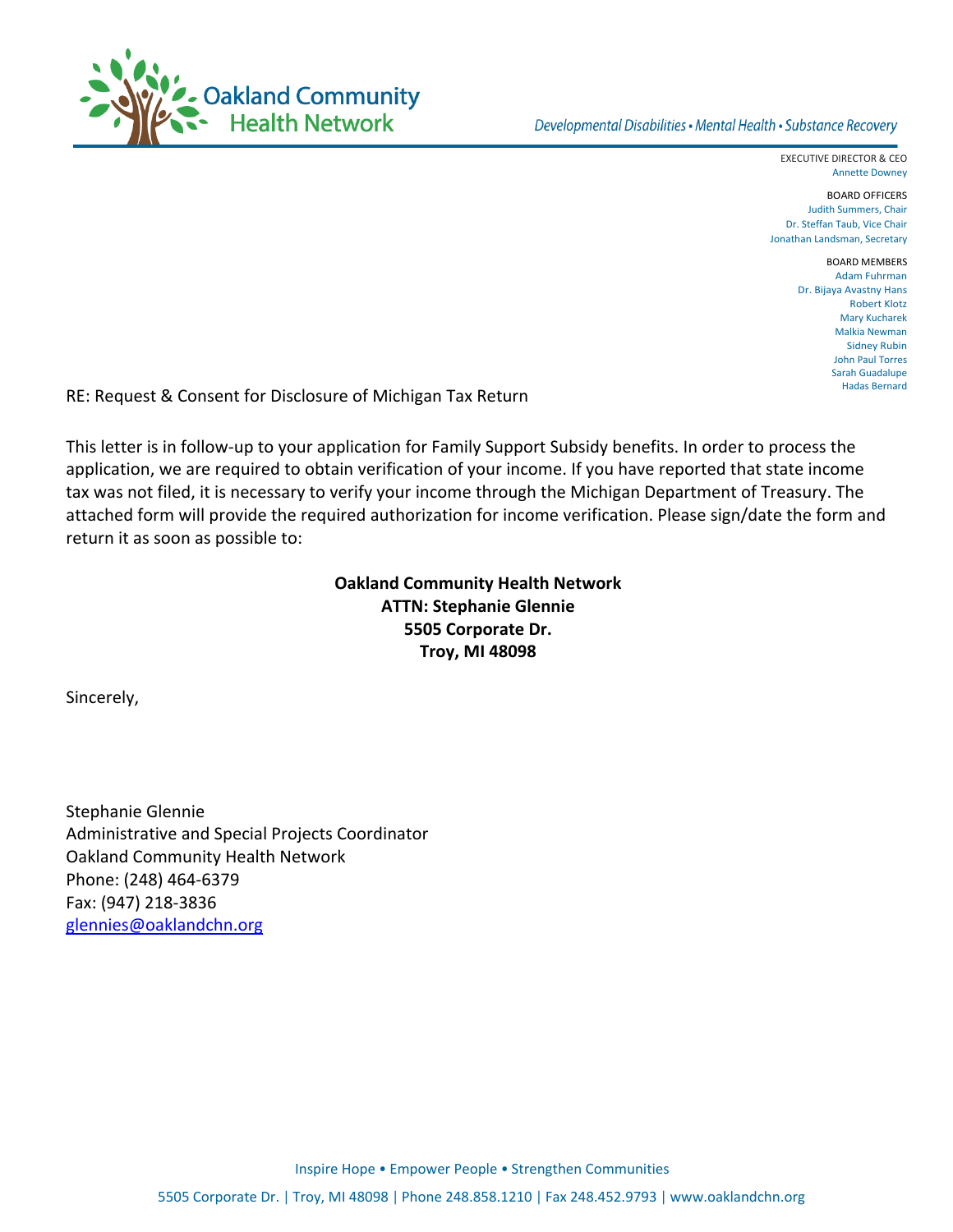**Oakland Community Health Network**

*Developmental Disabilities • Mental Health • Substance Recovery*

EXECUTIVE DIRECTOR & CEO
Annette Downey

BOARD OFFICERS
Judith Summers, Chair
Dr. Steffan Taub, Vice Chair
Jonathan Landsman, Secretary

BOARD MEMBERS
Adam Fuhrman
Dr. Bijaya Avastny Hans
Robert Klotz
Mary Kucharek
Malkia Newman
Sidney Rubin
John Paul Torres
Sarah Guadalupe
Hadas Bernard

RE: Request & Consent for Disclosure of Michigan Tax Return

This letter is in follow-up to your application for Family Support Subsidy benefits. In order to process the application, we are required to obtain verification of your income. If you have reported that state income tax was not filed, it is necessary to verify your income through the Michigan Department of Treasury. The attached form will provide the required authorization for income verification. Please sign/date the form and return it as soon as possible to:

**Oakland Community Health Network**
**ATTN: Stephanie Glennie**
**5505 Corporate Dr.**
**Troy, MI 48098**

Sincerely,

Stephanie Glennie
Administrative and Special Projects Coordinator
Oakland Community Health Network
Phone: (248) 464-6379
Fax: (947) 218-3836
glennies@oaklandchn.org

Inspire Hope • Empower People • Strengthen Communities

5505 Corporate Dr. | Troy, MI 48098 | Phone 248.858.1210 | Fax 248.452.9793 | www.oaklandchn.org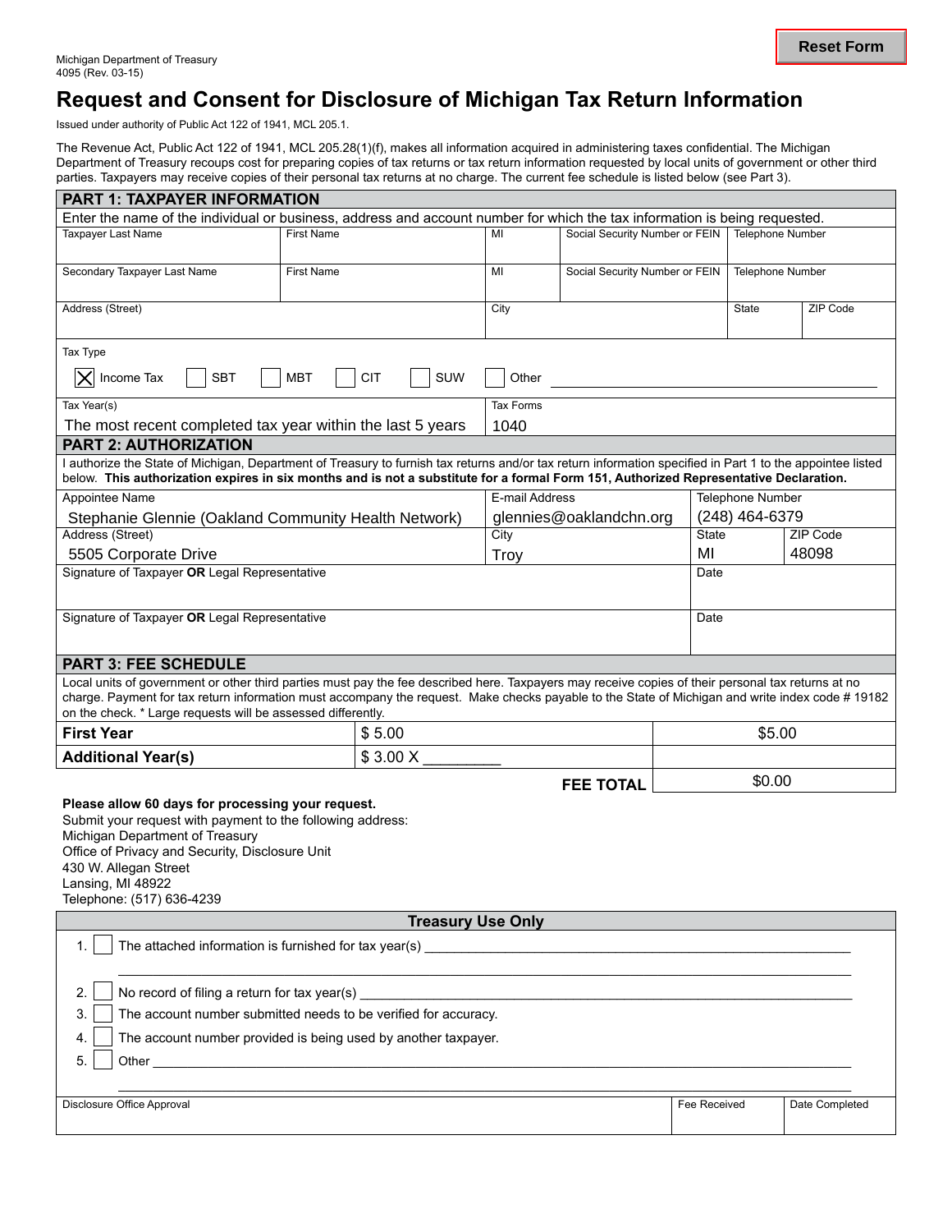Michigan Department of Treasury
4095 (Rev. 03-15)

Reset Form

# Request and Consent for Disclosure of Michigan Tax Return Information

Issued under authority of Public Act 122 of 1941, MCL 205.1.

The Revenue Act, Public Act 122 of 1941, MCL 205.28(1)(f), makes all information acquired in administering taxes confidential. The Michigan Department of Treasury recoups cost for preparing copies of tax returns or tax return information requested by local units of government or other third parties. Taxpayers may receive copies of their personal tax returns at no charge. The current fee schedule is listed below (see Part 3).

## PART 1: TAXPAYER INFORMATION

Enter the name of the individual or business, address and account number for which the tax information is being requested.

| Taxpayer Last Name | First Name | MI | Social Security Number or FEIN | Telephone Number |
|---|---|---|---|---|
| | | | | |

| Secondary Taxpayer Last Name | First Name | MI | Social Security Number or FEIN | Telephone Number |
|---|---|---|---|---|
| | | | | |

| Address (Street) | City | State | ZIP Code |
|---|---|---|---|
| | | | |

Tax Type

- [x] Income Tax
- [ ] SBT
- [ ] MBT
- [ ] CIT
- [ ] SUW
- [ ] Other ____________

| Tax Year(s) | Tax Forms |
|---|---|
| The most recent completed tax year within the last 5 years | 1040 |

## PART 2: AUTHORIZATION

I authorize the State of Michigan, Department of Treasury to furnish tax returns and/or tax return information specified in Part 1 to the appointee listed below. **This authorization expires in six months and is not a substitute for a formal Form 151, Authorized Representative Declaration.**

| Appointee Name | E-mail Address | Telephone Number | |
|---|---|---|---|
| Stephanie Glennie (Oakland Community Health Network) | glennies@oaklandchn.org | (248) 464-6379 | |
| **Address (Street)** | **City** | **State** | **ZIP Code** |
| 5505 Corporate Drive | Troy | MI | 48098 |

| Signature of Taxpayer **OR** Legal Representative | Date |
|---|---|
| | |

| Signature of Taxpayer **OR** Legal Representative | Date |
|---|---|
| | |

## PART 3: FEE SCHEDULE

Local units of government or other third parties must pay the fee described here. Taxpayers may receive copies of their personal tax returns at no charge. Payment for tax return information must accompany the request. Make checks payable to the State of Michigan and write index code # 19182 on the check. * Large requests will be assessed differently.

| | | |
|---|---|---|
| **First Year** | $ 5.00 | $5.00 |
| **Additional Year(s)** | $ 3.00 X _________ | |
| | **FEE TOTAL** | $0.00 |

**Please allow 60 days for processing your request.**
Submit your request with payment to the following address:
Michigan Department of Treasury
Office of Privacy and Security, Disclosure Unit
430 W. Allegan Street
Lansing, MI 48922
Telephone: (517) 636-4239

## Treasury Use Only

1. [ ] The attached information is furnished for tax year(s) ____________
2. [ ] No record of filing a return for tax year(s) ____________
3. [ ] The account number submitted needs to be verified for accuracy.
4. [ ] The account number provided is being used by another taxpayer.
5. [ ] Other ____________

| Disclosure Office Approval | Fee Received | Date Completed |
|---|---|---|
| | | |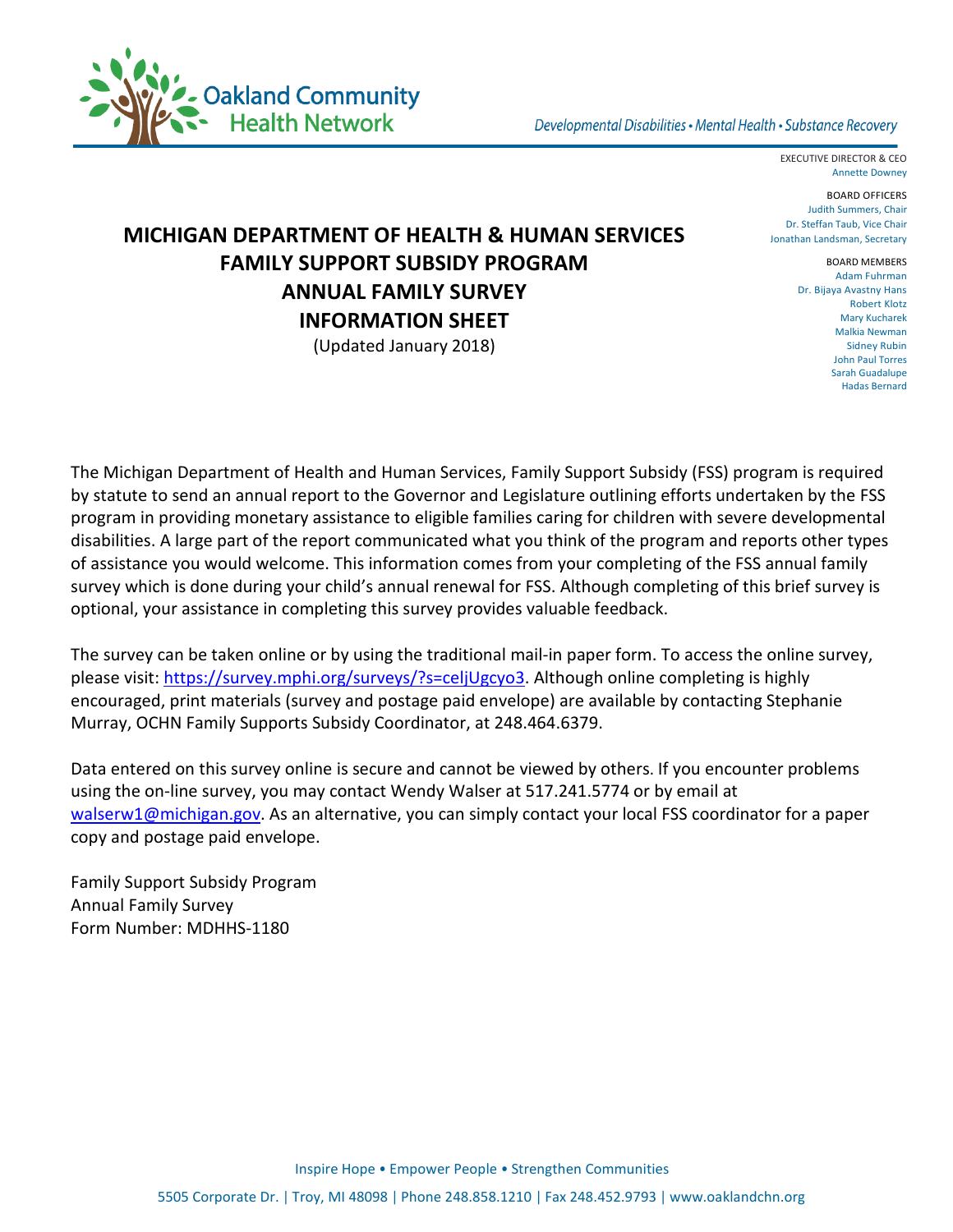Oakland Community Health Network

*Developmental Disabilities • Mental Health • Substance Recovery*

EXECUTIVE DIRECTOR & CEO
Annette Downey

BOARD OFFICERS
Judith Summers, Chair
Dr. Steffan Taub, Vice Chair
Jonathan Landsman, Secretary

BOARD MEMBERS
Adam Fuhrman
Dr. Bijaya Avastny Hans
Robert Klotz
Mary Kucharek
Malkia Newman
Sidney Rubin
John Paul Torres
Sarah Guadalupe
Hadas Bernard

# MICHIGAN DEPARTMENT OF HEALTH & HUMAN SERVICES FAMILY SUPPORT SUBSIDY PROGRAM ANNUAL FAMILY SURVEY INFORMATION SHEET

(Updated January 2018)

The Michigan Department of Health and Human Services, Family Support Subsidy (FSS) program is required by statute to send an annual report to the Governor and Legislature outlining efforts undertaken by the FSS program in providing monetary assistance to eligible families caring for children with severe developmental disabilities. A large part of the report communicated what you think of the program and reports other types of assistance you would welcome. This information comes from your completing of the FSS annual family survey which is done during your child's annual renewal for FSS. Although completing of this brief survey is optional, your assistance in completing this survey provides valuable feedback.

The survey can be taken online or by using the traditional mail-in paper form. To access the online survey, please visit: https://survey.mphi.org/surveys/?s=celjUgcyo3. Although online completing is highly encouraged, print materials (survey and postage paid envelope) are available by contacting Stephanie Murray, OCHN Family Supports Subsidy Coordinator, at 248.464.6379.

Data entered on this survey online is secure and cannot be viewed by others. If you encounter problems using the on-line survey, you may contact Wendy Walser at 517.241.5774 or by email at walserw1@michigan.gov. As an alternative, you can simply contact your local FSS coordinator for a paper copy and postage paid envelope.

Family Support Subsidy Program
Annual Family Survey
Form Number: MDHHS-1180

Inspire Hope • Empower People • Strengthen Communities

5505 Corporate Dr. | Troy, MI 48098 | Phone 248.858.1210 | Fax 248.452.9793 | www.oaklandchn.org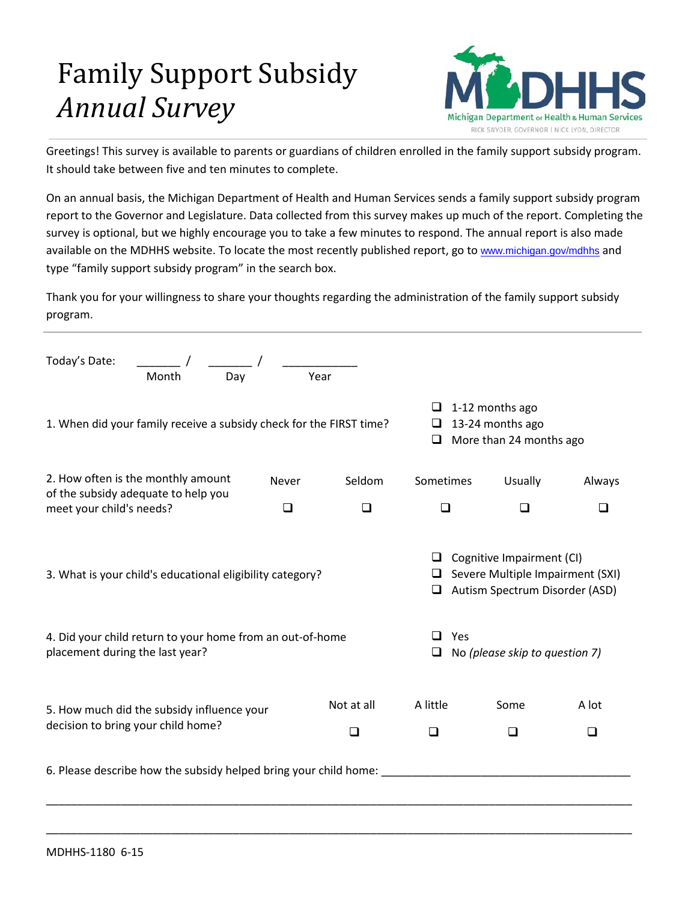# Family Support Subsidy *Annual Survey*

MDHHS
Michigan Department of Health & Human Services
RICK SNYDER, GOVERNOR | NICK LYON, DIRECTOR

Greetings! This survey is available to parents or guardians of children enrolled in the family support subsidy program. It should take between five and ten minutes to complete.

On an annual basis, the Michigan Department of Health and Human Services sends a family support subsidy program report to the Governor and Legislature. Data collected from this survey makes up much of the report. Completing the survey is optional, but we highly encourage you to take a few minutes to respond. The annual report is also made available on the MDHHS website. To locate the most recently published report, go to www.michigan.gov/mdhhs and type "family support subsidy program" in the search box.

Thank you for your willingness to share your thoughts regarding the administration of the family support subsidy program.

---

Today's Date: _______ / _______ / ___________
Month Day Year

1. When did your family receive a subsidy check for the FIRST time?
   - ❑ 1-12 months ago
   - ❑ 13-24 months ago
   - ❑ More than 24 months ago

2. How often is the monthly amount of the subsidy adequate to help you meet your child's needs?

| Never | Seldom | Sometimes | Usually | Always |
|---|---|---|---|---|
| ❑ | ❑ | ❑ | ❑ | ❑ |

3. What is your child's educational eligibility category?
   - ❑ Cognitive Impairment (CI)
   - ❑ Severe Multiple Impairment (SXI)
   - ❑ Autism Spectrum Disorder (ASD)

4. Did your child return to your home from an out-of-home placement during the last year?
   - ❑ Yes
   - ❑ No *(please skip to question 7)*

5. How much did the subsidy influence your decision to bring your child home?

| Not at all | A little | Some | A lot |
|---|---|---|---|
| ❑ | ❑ | ❑ | ❑ |

6. Please describe how the subsidy helped bring your child home: ________________________________________

_____________________________________________________________________________________

_____________________________________________________________________________________

MDHHS-1180 6-15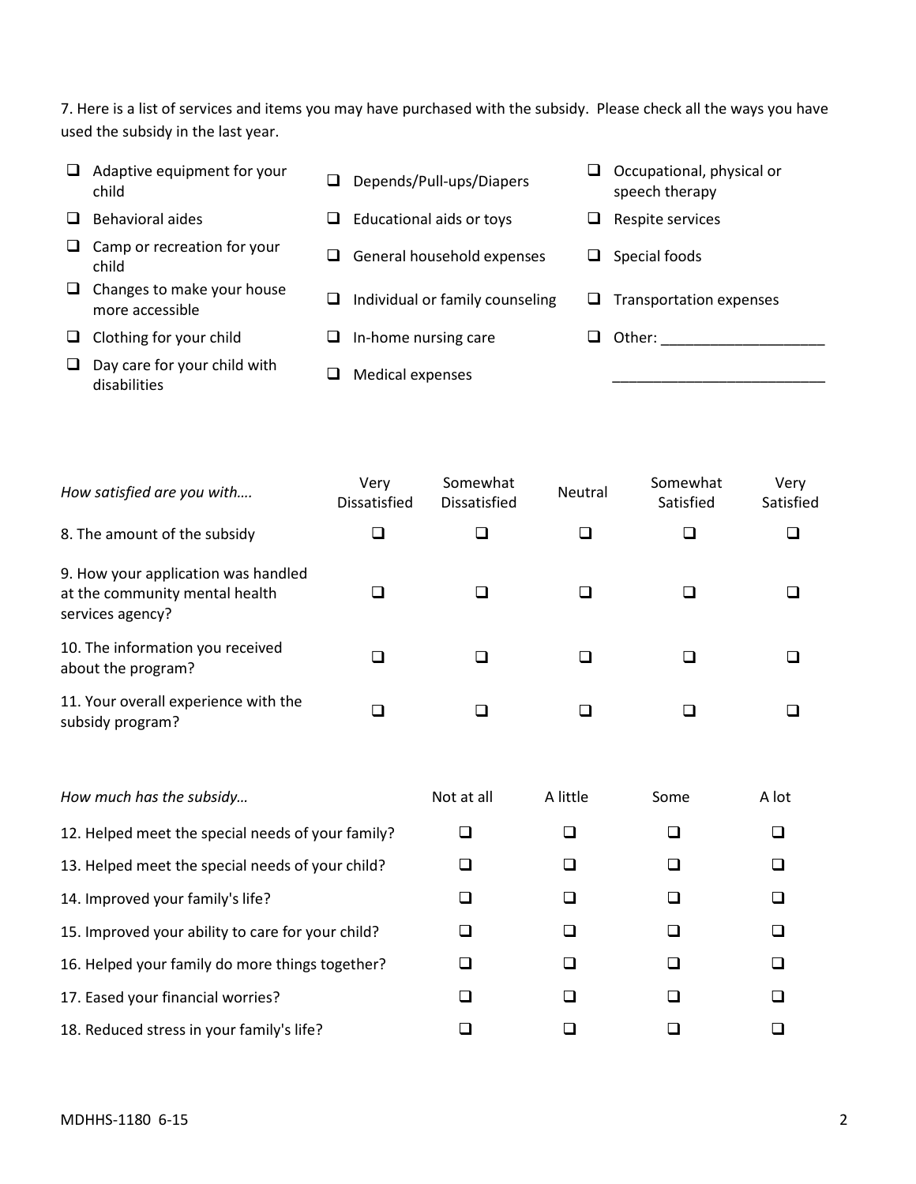7. Here is a list of services and items you may have purchased with the subsidy. Please check all the ways you have used the subsidy in the last year.

- ☐ Adaptive equipment for your child
- ☐ Behavioral aides
- ☐ Camp or recreation for your child
- ☐ Changes to make your house more accessible
- ☐ Clothing for your child
- ☐ Day care for your child with disabilities
- ☐ Depends/Pull-ups/Diapers
- ☐ Educational aids or toys
- ☐ General household expenses
- ☐ Individual or family counseling
- ☐ In-home nursing care
- ☐ Medical expenses
- ☐ Occupational, physical or speech therapy
- ☐ Respite services
- ☐ Special foods
- ☐ Transportation expenses
- ☐ Other: ____________________ __________________________

| *How satisfied are you with….* | Very Dissatisfied | Somewhat Dissatisfied | Neutral | Somewhat Satisfied | Very Satisfied |
|---|---|---|---|---|---|
| 8. The amount of the subsidy | ☐ | ☐ | ☐ | ☐ | ☐ |
| 9. How your application was handled at the community mental health services agency? | ☐ | ☐ | ☐ | ☐ | ☐ |
| 10. The information you received about the program? | ☐ | ☐ | ☐ | ☐ | ☐ |
| 11. Your overall experience with the subsidy program? | ☐ | ☐ | ☐ | ☐ | ☐ |

| *How much has the subsidy…* | Not at all | A little | Some | A lot |
|---|---|---|---|---|
| 12. Helped meet the special needs of your family? | ☐ | ☐ | ☐ | ☐ |
| 13. Helped meet the special needs of your child? | ☐ | ☐ | ☐ | ☐ |
| 14. Improved your family's life? | ☐ | ☐ | ☐ | ☐ |
| 15. Improved your ability to care for your child? | ☐ | ☐ | ☐ | ☐ |
| 16. Helped your family do more things together? | ☐ | ☐ | ☐ | ☐ |
| 17. Eased your financial worries? | ☐ | ☐ | ☐ | ☐ |
| 18. Reduced stress in your family's life? | ☐ | ☐ | ☐ | ☐ |

MDHHS-1180 6-15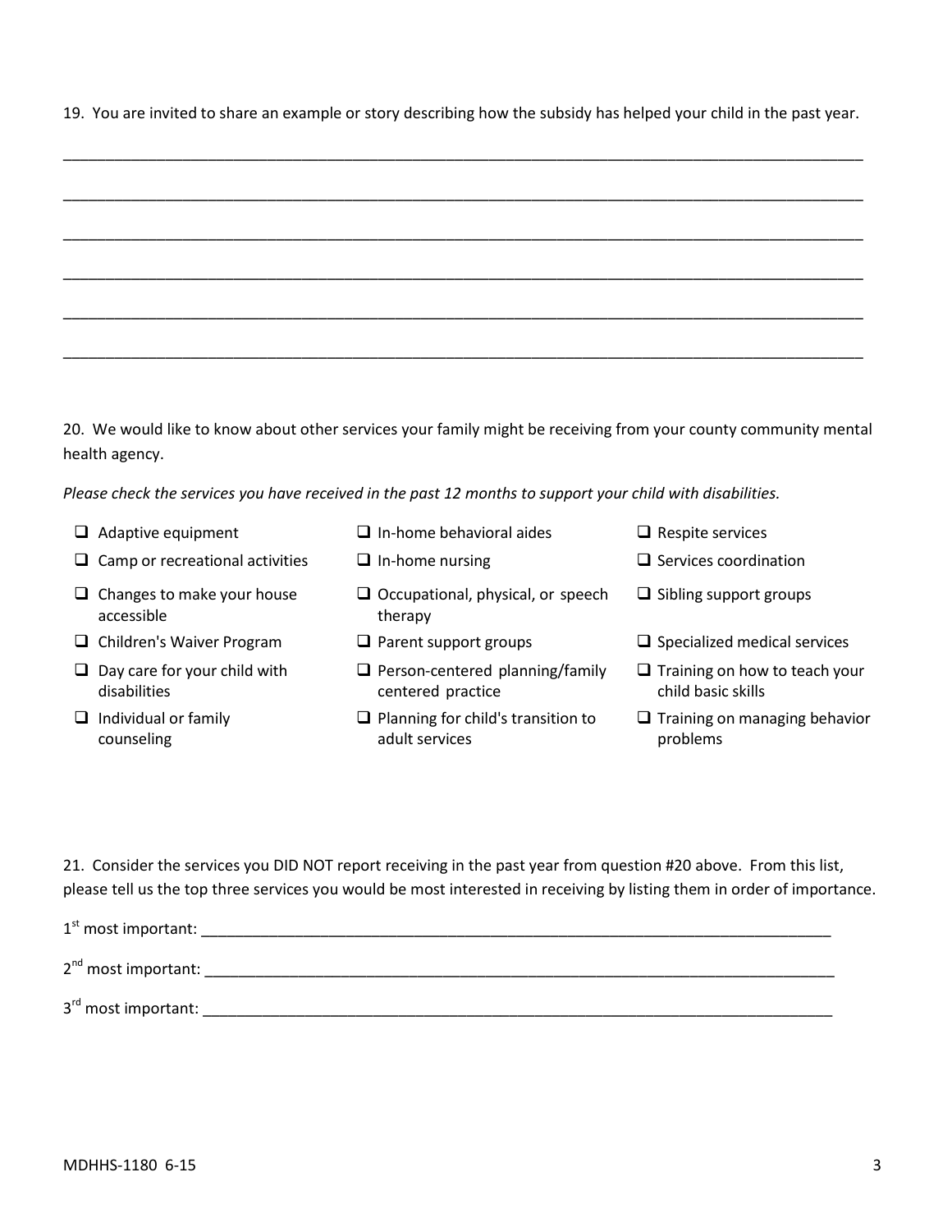19. You are invited to share an example or story describing how the subsidy has helped your child in the past year.

______________________________________________________________________________________

______________________________________________________________________________________

______________________________________________________________________________________

______________________________________________________________________________________

______________________________________________________________________________________

______________________________________________________________________________________

20. We would like to know about other services your family might be receiving from your county community mental health agency.

*Please check the services you have received in the past 12 months to support your child with disabilities.*

- ☐ Adaptive equipment
- ☐ Camp or recreational activities
- ☐ Changes to make your house accessible
- ☐ Children's Waiver Program
- ☐ Day care for your child with disabilities
- ☐ Individual or family counseling
- ☐ In-home behavioral aides
- ☐ In-home nursing
- ☐ Occupational, physical, or speech therapy
- ☐ Parent support groups
- ☐ Person-centered planning/family centered practice
- ☐ Planning for child's transition to adult services
- ☐ Respite services
- ☐ Services coordination
- ☐ Sibling support groups
- ☐ Specialized medical services
- ☐ Training on how to teach your child basic skills
- ☐ Training on managing behavior problems

21. Consider the services you DID NOT report receiving in the past year from question #20 above. From this list, please tell us the top three services you would be most interested in receiving by listing them in order of importance.

1st most important: ___________________________________________________________________________

2nd most important: ___________________________________________________________________________

3rd most important: ___________________________________________________________________________

MDHHS-1180 6-15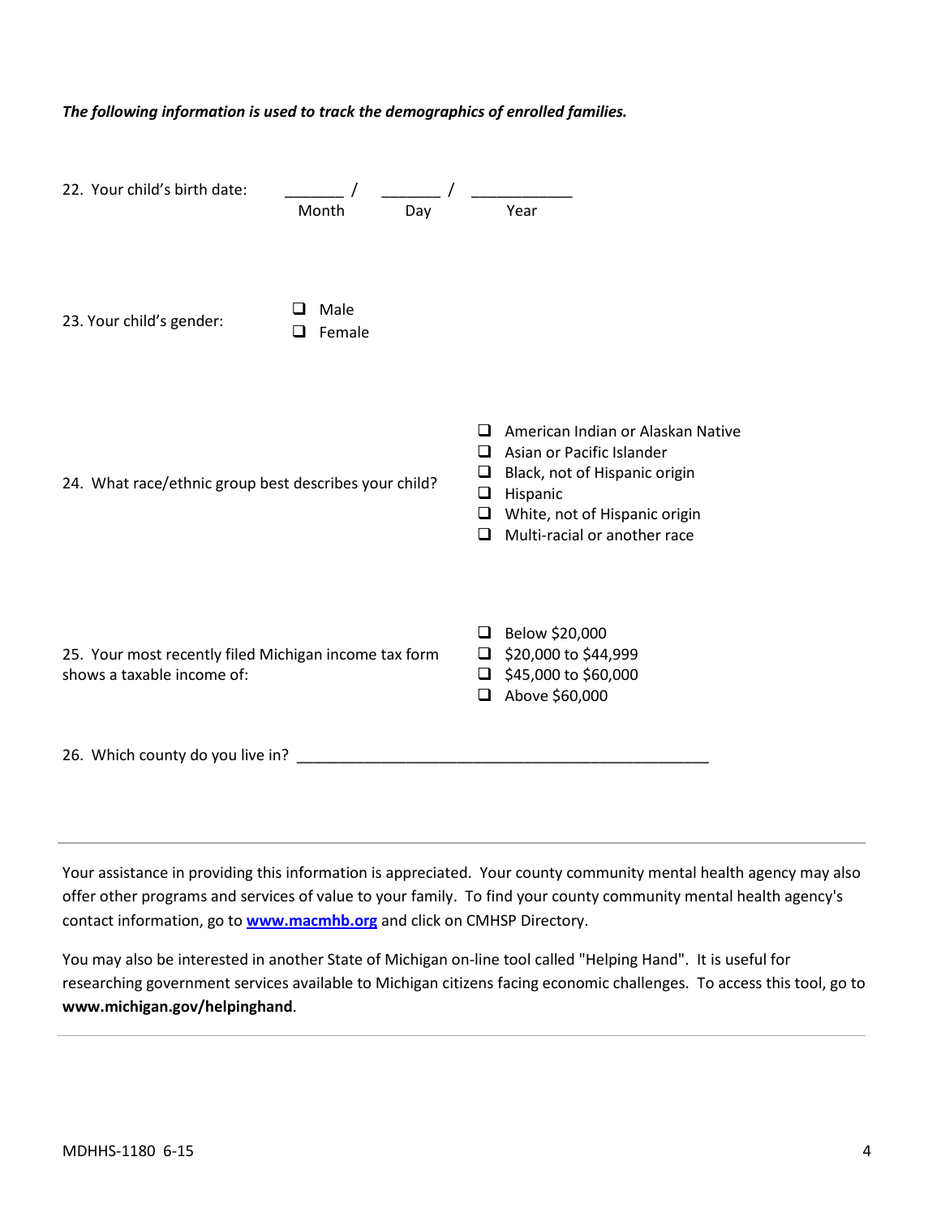***The following information is used to track the demographics of enrolled families.***

22. Your child's birth date: _______ / _______ / ___________
    Month    Day    Year

23. Your child's gender:
    - ❑ Male
    - ❑ Female

24. What race/ethnic group best describes your child?
    - ❑ American Indian or Alaskan Native
    - ❑ Asian or Pacific Islander
    - ❑ Black, not of Hispanic origin
    - ❑ Hispanic
    - ❑ White, not of Hispanic origin
    - ❑ Multi-racial or another race

25. Your most recently filed Michigan income tax form shows a taxable income of:
    - ❑ Below $20,000
    - ❑ $20,000 to $44,999
    - ❑ $45,000 to $60,000
    - ❑ Above $60,000

26. Which county do you live in? ___________________________________________________

---

Your assistance in providing this information is appreciated. Your county community mental health agency may also offer other programs and services of value to your family. To find your county community mental health agency's contact information, go to **www.macmhb.org** and click on CMHSP Directory.

You may also be interested in another State of Michigan on-line tool called "Helping Hand". It is useful for researching government services available to Michigan citizens facing economic challenges. To access this tool, go to **www.michigan.gov/helpinghand**.

---

MDHHS-1180 6-15